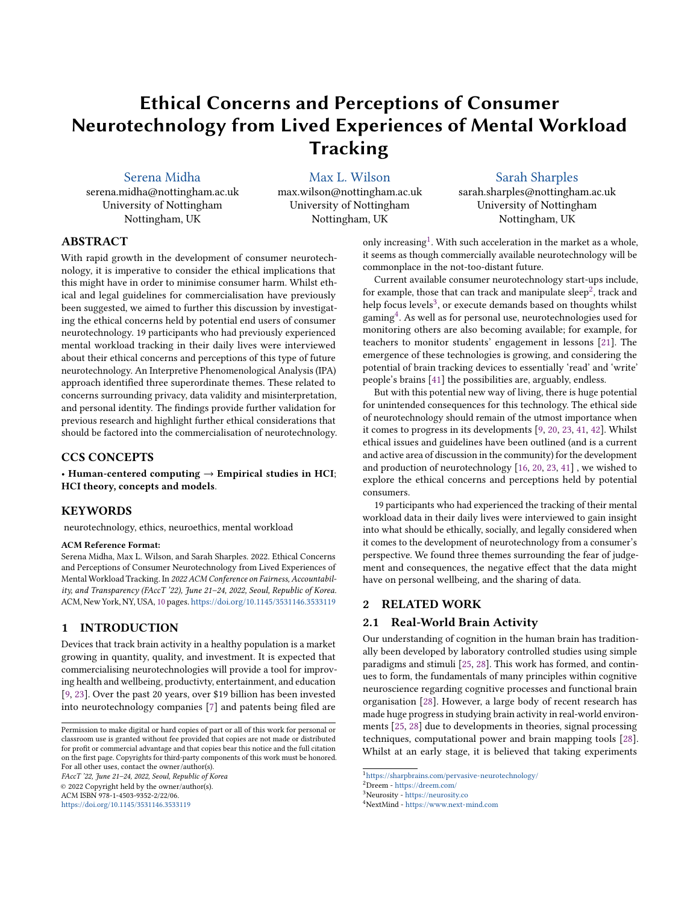# Ethical Concerns and Perceptions of Consumer Neurotechnology from Lived Experiences of Mental Workload Tracking

Serena Midha
serena.midha@nottingham.ac.uk
University of Nottingham
Nottingham, UK

Max L. Wilson
max.wilson@nottingham.ac.uk
University of Nottingham
Nottingham, UK

Sarah Sharples
sarah.sharples@nottingham.ac.uk
University of Nottingham
Nottingham, UK

## ABSTRACT

With rapid growth in the development of consumer neurotechnology, it is imperative to consider the ethical implications that this might have in order to minimise consumer harm. Whilst ethical and legal guidelines for commercialisation have previously been suggested, we aimed to further this discussion by investigating the ethical concerns held by potential end users of consumer neurotechnology. 19 participants who had previously experienced mental workload tracking in their daily lives were interviewed about their ethical concerns and perceptions of this type of future neurotechnology. An Interpretive Phenomenological Analysis (IPA) approach identified three superordinate themes. These related to concerns surrounding privacy, data validity and misinterpretation, and personal identity. The findings provide further validation for previous research and highlight further ethical considerations that should be factored into the commercialisation of neurotechnology.

## CCS CONCEPTS

• **Human-centered computing** → **Empirical studies in HCI**; **HCI theory, concepts and models**.

## KEYWORDS

neurotechnology, ethics, neuroethics, mental workload

**ACM Reference Format:**
Serena Midha, Max L. Wilson, and Sarah Sharples. 2022. Ethical Concerns and Perceptions of Consumer Neurotechnology from Lived Experiences of Mental Workload Tracking. In *2022 ACM Conference on Fairness, Accountability, and Transparency (FAccT '22), June 21–24, 2022, Seoul, Republic of Korea.* ACM, New York, NY, USA, 10 pages. https://doi.org/10.1145/3531146.3533119

## 1 INTRODUCTION

Devices that track brain activity in a healthy population is a market growing in quantity, quality, and investment. It is expected that commercialising neurotechnologies will provide a tool for improving health and wellbeing, productivty, entertainment, and education [9, 23]. Over the past 20 years, over $19 billion has been invested into neurotechnology companies [7] and patents being filed are only increasing[1]. With such acceleration in the market as a whole, it seems as though commercially available neurotechnology will be commonplace in the not-too-distant future.

Current available consumer neurotechnology start-ups include, for example, those that can track and manipulate sleep[2], track and help focus levels[3], or execute demands based on thoughts whilst gaming[4]. As well as for personal use, neurotechnologies used for monitoring others are also becoming available; for example, for teachers to monitor students' engagement in lessons [21]. The emergence of these technologies is growing, and considering the potential of brain tracking devices to essentially 'read' and 'write' people's brains [41] the possibilities are, arguably, endless.

But with this potential new way of living, there is huge potential for unintended consequences for this technology. The ethical side of neurotechnology should remain of the utmost importance when it comes to progress in its developments [9, 20, 23, 41, 42]. Whilst ethical issues and guidelines have been outlined (and is a current and active area of discussion in the community) for the development and production of neurotechnology [16, 20, 23, 41] , we wished to explore the ethical concerns and perceptions held by potential consumers.

19 participants who had experienced the tracking of their mental workload data in their daily lives were interviewed to gain insight into what should be ethically, socially, and legally considered when it comes to the development of neurotechnology from a consumer's perspective. We found three themes surrounding the fear of judgement and consequences, the negative effect that the data might have on personal wellbeing, and the sharing of data.

## 2 RELATED WORK

### 2.1 Real-World Brain Activity

Our understanding of cognition in the human brain has traditionally been developed by laboratory controlled studies using simple paradigms and stimuli [25, 28]. This work has formed, and continues to form, the fundamentals of many principles within cognitive neuroscience regarding cognitive processes and functional brain organisation [28]. However, a large body of recent research has made huge progress in studying brain activity in real-world environments [25, 28] due to developments in theories, signal processing techniques, computational power and brain mapping tools [28]. Whilst at an early stage, it is believed that taking experiments

---

Permission to make digital or hard copies of part or all of this work for personal or classroom use is granted without fee provided that copies are not made or distributed for profit or commercial advantage and that copies bear this notice and the full citation on the first page. Copyrights for third-party components of this work must be honored. For all other uses, contact the owner/author(s).
*FAccT '22, June 21–24, 2022, Seoul, Republic of Korea*
© 2022 Copyright held by the owner/author(s).
ACM ISBN 978-1-4503-9352-2/22/06.
https://doi.org/10.1145/3531146.3533119

[1] https://sharpbrains.com/pervasive-neurotechnology/
[2] Dreem - https://dreem.com/
[3] Neurosity - https://neurosity.co
[4] NextMind - https://www.next-mind.com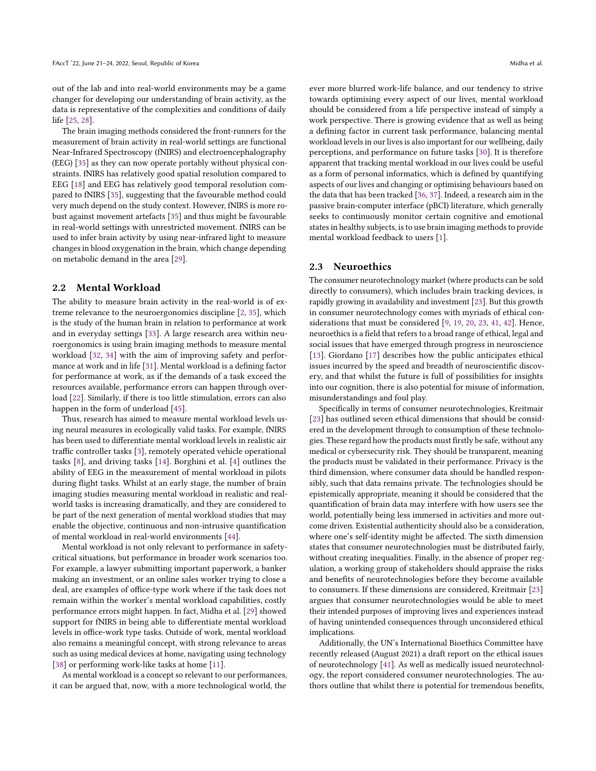out of the lab and into real-world environments may be a game changer for developing our understanding of brain activity, as the data is representative of the complexities and conditions of daily life [25, 28].

The brain imaging methods considered the front-runners for the measurement of brain activity in real-world settings are functional Near-Infrared Spectroscopy (fNIRS) and electroencephalography (EEG) [35] as they can now operate portably without physical constraints. fNIRS has relatively good spatial resolution compared to EEG [18] and EEG has relatively good temporal resolution compared to fNIRS [35], suggesting that the favourable method could very much depend on the study context. However, fNIRS is more robust against movement artefacts [35] and thus might be favourable in real-world settings with unrestricted movement. fNIRS can be used to infer brain activity by using near-infrared light to measure changes in blood oxygenation in the brain, which change depending on metabolic demand in the area [29].

## 2.2 Mental Workload

The ability to measure brain activity in the real-world is of extreme relevance to the neuroergonomics discipline [2, 35], which is the study of the human brain in relation to performance at work and in everyday settings [33]. A large research area within neuroergonomics is using brain imaging methods to measure mental workload [32, 34] with the aim of improving safety and performance at work and in life [31]. Mental workload is a defining factor for performance at work, as if the demands of a task exceed the resources available, performance errors can happen through overload [22]. Similarly, if there is too little stimulation, errors can also happen in the form of underload [45].

Thus, research has aimed to measure mental workload levels using neural measures in ecologically valid tasks. For example, fNIRS has been used to differentiate mental workload levels in realistic air traffic controller tasks [3], remotely operated vehicle operational tasks [8], and driving tasks [14]. Borghini et al. [4] outlines the ability of EEG in the measurement of mental workload in pilots during flight tasks. Whilst at an early stage, the number of brain imaging studies measuring mental workload in realistic and real-world tasks is increasing dramatically, and they are considered to be part of the next generation of mental workload studies that may enable the objective, continuous and non-intrusive quantification of mental workload in real-world environments [44].

Mental workload is not only relevant to performance in safety-critical situations, but performance in broader work scenarios too. For example, a lawyer submitting important paperwork, a banker making an investment, or an online sales worker trying to close a deal, are examples of office-type work where if the task does not remain within the worker's mental workload capabilities, costly performance errors might happen. In fact, Midha et al. [29] showed support for fNIRS in being able to differentiate mental workload levels in office-work type tasks. Outside of work, mental workload also remains a meaningful concept, with strong relevance to areas such as using medical devices at home, navigating using technology [38] or performing work-like tasks at home [11].

As mental workload is a concept so relevant to our performances, it can be argued that, now, with a more technological world, the ever more blurred work-life balance, and our tendency to strive towards optimising every aspect of our lives, mental workload should be considered from a life perspective instead of simply a work perspective. There is growing evidence that as well as being a defining factor in current task performance, balancing mental workload levels in our lives is also important for our wellbeing, daily perceptions, and performance on future tasks [30]. It is therefore apparent that tracking mental workload in our lives could be useful as a form of personal informatics, which is defined by quantifying aspects of our lives and changing or optimising behaviours based on the data that has been tracked [36, 37]. Indeed, a research aim in the passive brain-computer interface (pBCI) literature, which generally seeks to continuously monitor certain cognitive and emotional states in healthy subjects, is to use brain imaging methods to provide mental workload feedback to users [1].

## 2.3 Neuroethics

The consumer neurotechnology market (where products can be sold directly to consumers), which includes brain tracking devices, is rapidly growing in availability and investment [23]. But this growth in consumer neurotechnology comes with myriads of ethical considerations that must be considered [9, 19, 20, 23, 41, 42]. Hence, neuroethics is a field that refers to a broad range of ethical, legal and social issues that have emerged through progress in neuroscience [13]. Giordano [17] describes how the public anticipates ethical issues incurred by the speed and breadth of neuroscientific discovery, and that whilst the future is full of possibilities for insights into our cognition, there is also potential for misuse of information, misunderstandings and foul play.

Specifically in terms of consumer neurotechnologies, Kreitmair [23] has outlined seven ethical dimensions that should be considered in the development through to consumption of these technologies. These regard how the products must firstly be safe, without any medical or cybersecurity risk. They should be transparent, meaning the products must be validated in their performance. Privacy is the third dimension, where consumer data should be handled responsibly, such that data remains private. The technologies should be epistemically appropriate, meaning it should be considered that the quantification of brain data may interfere with how users see the world, potentially being less immersed in activities and more outcome driven. Existential authenticity should also be a consideration, where one's self-identity might be affected. The sixth dimension states that consumer neurotechnologies must be distributed fairly, without creating inequalities. Finally, in the absence of proper regulation, a working group of stakeholders should appraise the risks and benefits of neurotechnologies before they become available to consumers. If these dimensions are considered, Kreitmair [23] argues that consumer neurotechnologies would be able to meet their intended purposes of improving lives and experiences instead of having unintended consequences through unconsidered ethical implications.

Additionally, the UN's International Bioethics Committee have recently released (August 2021) a draft report on the ethical issues of neurotechnology [41]. As well as medically issued neurotechnology, the report considered consumer neurotechnologies. The authors outline that whilst there is potential for tremendous benefits,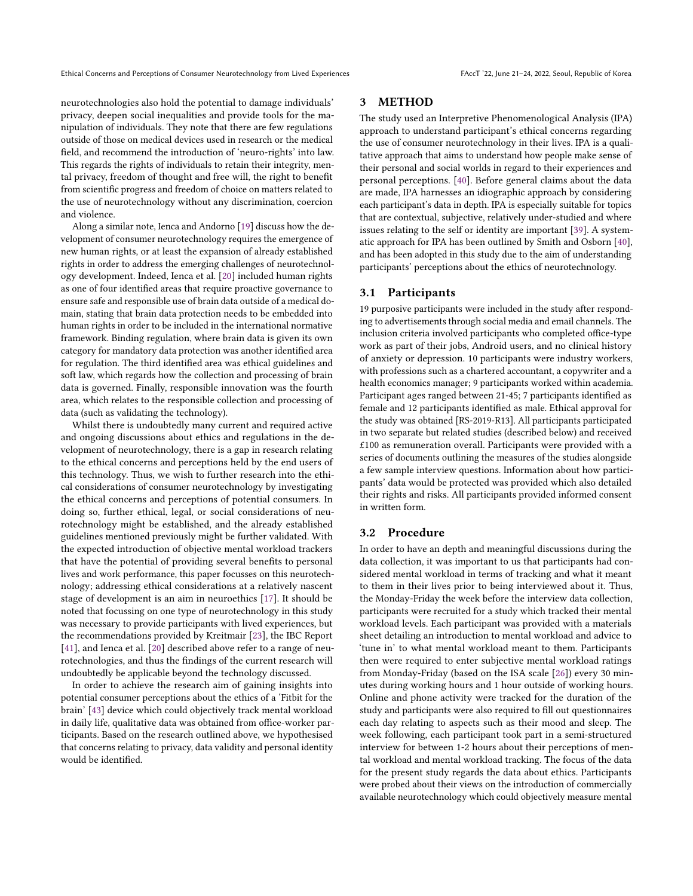neurotechnologies also hold the potential to damage individuals' privacy, deepen social inequalities and provide tools for the manipulation of individuals. They note that there are few regulations outside of those on medical devices used in research or the medical field, and recommend the introduction of 'neuro-rights' into law. This regards the rights of individuals to retain their integrity, mental privacy, freedom of thought and free will, the right to benefit from scientific progress and freedom of choice on matters related to the use of neurotechnology without any discrimination, coercion and violence.

Along a similar note, Ienca and Andorno [19] discuss how the development of consumer neurotechnology requires the emergence of new human rights, or at least the expansion of already established rights in order to address the emerging challenges of neurotechnology development. Indeed, Ienca et al. [20] included human rights as one of four identified areas that require proactive governance to ensure safe and responsible use of brain data outside of a medical domain, stating that brain data protection needs to be embedded into human rights in order to be included in the international normative framework. Binding regulation, where brain data is given its own category for mandatory data protection was another identified area for regulation. The third identified area was ethical guidelines and soft law, which regards how the collection and processing of brain data is governed. Finally, responsible innovation was the fourth area, which relates to the responsible collection and processing of data (such as validating the technology).

Whilst there is undoubtedly many current and required active and ongoing discussions about ethics and regulations in the development of neurotechnology, there is a gap in research relating to the ethical concerns and perceptions held by the end users of this technology. Thus, we wish to further research into the ethical considerations of consumer neurotechnology by investigating the ethical concerns and perceptions of potential consumers. In doing so, further ethical, legal, or social considerations of neurotechnology might be established, and the already established guidelines mentioned previously might be further validated. With the expected introduction of objective mental workload trackers that have the potential of providing several benefits to personal lives and work performance, this paper focusses on this neurotechnology; addressing ethical considerations at a relatively nascent stage of development is an aim in neuroethics [17]. It should be noted that focussing on one type of neurotechnology in this study was necessary to provide participants with lived experiences, but the recommendations provided by Kreitmair [23], the IBC Report [41], and Ienca et al. [20] described above refer to a range of neurotechnologies, and thus the findings of the current research will undoubtedly be applicable beyond the technology discussed.

In order to achieve the research aim of gaining insights into potential consumer perceptions about the ethics of a 'Fitbit for the brain' [43] device which could objectively track mental workload in daily life, qualitative data was obtained from office-worker participants. Based on the research outlined above, we hypothesised that concerns relating to privacy, data validity and personal identity would be identified.

## 3 METHOD

The study used an Interpretive Phenomenological Analysis (IPA) approach to understand participant's ethical concerns regarding the use of consumer neurotechnology in their lives. IPA is a qualitative approach that aims to understand how people make sense of their personal and social worlds in regard to their experiences and personal perceptions. [40]. Before general claims about the data are made, IPA harnesses an idiographic approach by considering each participant's data in depth. IPA is especially suitable for topics that are contextual, subjective, relatively under-studied and where issues relating to the self or identity are important [39]. A systematic approach for IPA has been outlined by Smith and Osborn [40], and has been adopted in this study due to the aim of understanding participants' perceptions about the ethics of neurotechnology.

### 3.1 Participants

19 purposive participants were included in the study after responding to advertisements through social media and email channels. The inclusion criteria involved participants who completed office-type work as part of their jobs, Android users, and no clinical history of anxiety or depression. 10 participants were industry workers, with professions such as a chartered accountant, a copywriter and a health economics manager; 9 participants worked within academia. Participant ages ranged between 21-45; 7 participants identified as female and 12 participants identified as male. Ethical approval for the study was obtained [RS-2019-R13]. All participants participated in two separate but related studies (described below) and received £100 as remuneration overall. Participants were provided with a series of documents outlining the measures of the studies alongside a few sample interview questions. Information about how participants' data would be protected was provided which also detailed their rights and risks. All participants provided informed consent in written form.

### 3.2 Procedure

In order to have an depth and meaningful discussions during the data collection, it was important to us that participants had considered mental workload in terms of tracking and what it meant to them in their lives prior to being interviewed about it. Thus, the Monday-Friday the week before the interview data collection, participants were recruited for a study which tracked their mental workload levels. Each participant was provided with a materials sheet detailing an introduction to mental workload and advice to 'tune in' to what mental workload meant to them. Participants then were required to enter subjective mental workload ratings from Monday-Friday (based on the ISA scale [26]) every 30 minutes during working hours and 1 hour outside of working hours. Online and phone activity were tracked for the duration of the study and participants were also required to fill out questionnaires each day relating to aspects such as their mood and sleep. The week following, each participant took part in a semi-structured interview for between 1-2 hours about their perceptions of mental workload and mental workload tracking. The focus of the data for the present study regards the data about ethics. Participants were probed about their views on the introduction of commercially available neurotechnology which could objectively measure mental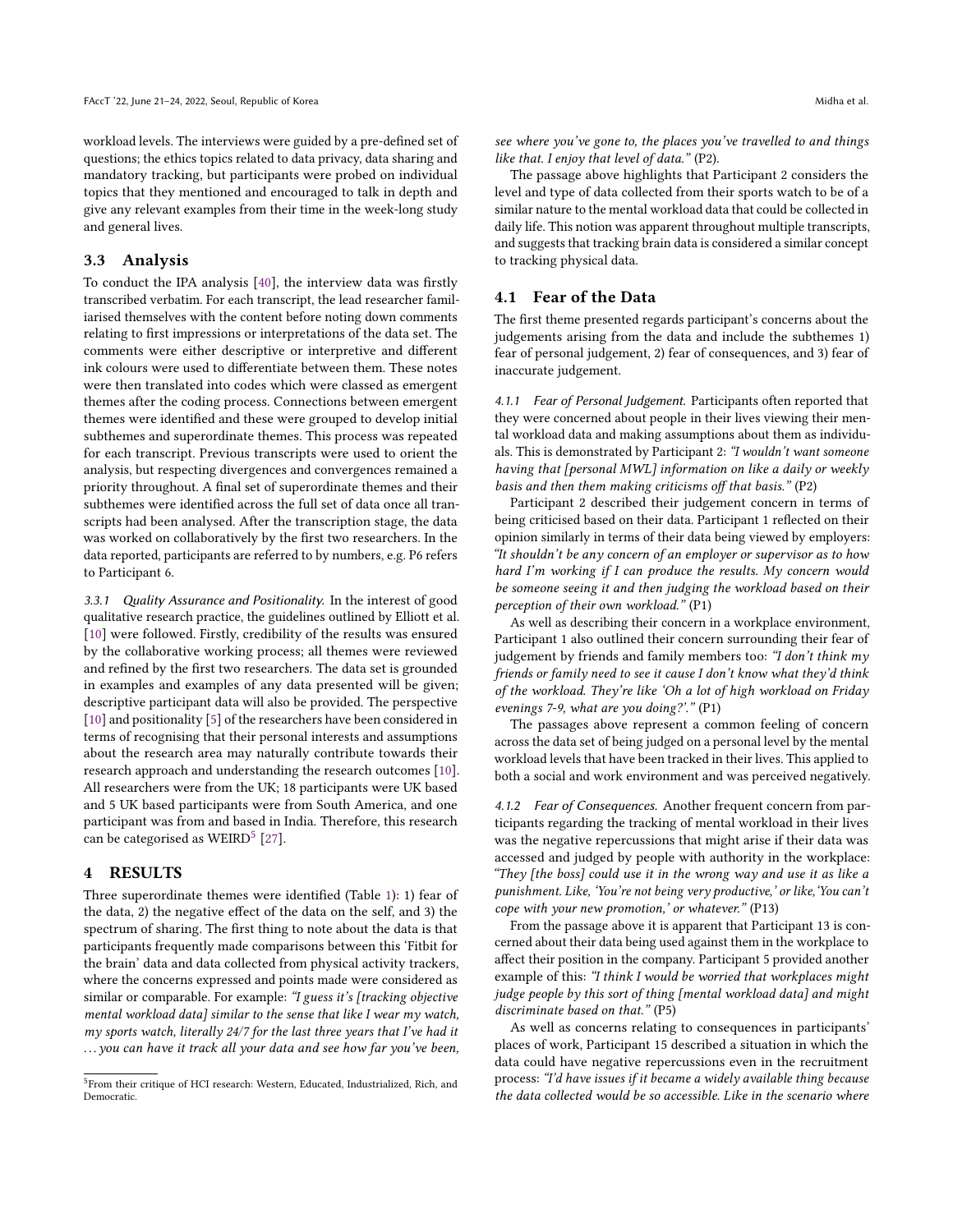workload levels. The interviews were guided by a pre-defined set of questions; the ethics topics related to data privacy, data sharing and mandatory tracking, but participants were probed on individual topics that they mentioned and encouraged to talk in depth and give any relevant examples from their time in the week-long study and general lives.

### 3.3 Analysis

To conduct the IPA analysis [40], the interview data was firstly transcribed verbatim. For each transcript, the lead researcher familiarised themselves with the content before noting down comments relating to first impressions or interpretations of the data set. The comments were either descriptive or interpretive and different ink colours were used to differentiate between them. These notes were then translated into codes which were classed as emergent themes after the coding process. Connections between emergent themes were identified and these were grouped to develop initial subthemes and superordinate themes. This process was repeated for each transcript. Previous transcripts were used to orient the analysis, but respecting divergences and convergences remained a priority throughout. A final set of superordinate themes and their subthemes were identified across the full set of data once all transcripts had been analysed. After the transcription stage, the data was worked on collaboratively by the first two researchers. In the data reported, participants are referred to by numbers, e.g. P6 refers to Participant 6.

*3.3.1 Quality Assurance and Positionality.* In the interest of good qualitative research practice, the guidelines outlined by Elliott et al. [10] were followed. Firstly, credibility of the results was ensured by the collaborative working process; all themes were reviewed and refined by the first two researchers. The data set is grounded in examples and examples of any data presented will be given; descriptive participant data will also be provided. The perspective [10] and positionality [5] of the researchers have been considered in terms of recognising that their personal interests and assumptions about the research area may naturally contribute towards their research approach and understanding the research outcomes [10]. All researchers were from the UK; 18 participants were UK based and 5 UK based participants were from South America, and one participant was from and based in India. Therefore, this research can be categorised as WEIRD[5] [27].

## 4 RESULTS

Three superordinate themes were identified (Table 1): 1) fear of the data, 2) the negative effect of the data on the self, and 3) the spectrum of sharing. The first thing to note about the data is that participants frequently made comparisons between this 'Fitbit for the brain' data and data collected from physical activity trackers, where the concerns expressed and points made were considered as similar or comparable. For example: *"I guess it's [tracking objective mental workload data] similar to the sense that like I wear my watch, my sports watch, literally 24/7 for the last three years that I've had it ... you can have it track all your data and see how far you've been, see where you've gone to, the places you've travelled to and things like that. I enjoy that level of data."* (P2).

The passage above highlights that Participant 2 considers the level and type of data collected from their sports watch to be of a similar nature to the mental workload data that could be collected in daily life. This notion was apparent throughout multiple transcripts, and suggests that tracking brain data is considered a similar concept to tracking physical data.

### 4.1 Fear of the Data

The first theme presented regards participant's concerns about the judgements arising from the data and include the subthemes 1) fear of personal judgement, 2) fear of consequences, and 3) fear of inaccurate judgement.

*4.1.1 Fear of Personal Judgement.* Participants often reported that they were concerned about people in their lives viewing their mental workload data and making assumptions about them as individuals. This is demonstrated by Participant 2: *"I wouldn't want someone having that [personal MWL] information on like a daily or weekly basis and then them making criticisms off that basis."* (P2)

Participant 2 described their judgement concern in terms of being criticised based on their data. Participant 1 reflected on their opinion similarly in terms of their data being viewed by employers: *"It shouldn't be any concern of an employer or supervisor as to how hard I'm working if I can produce the results. My concern would be someone seeing it and then judging the workload based on their perception of their own workload."* (P1)

As well as describing their concern in a workplace environment, Participant 1 also outlined their concern surrounding their fear of judgement by friends and family members too: *"I don't think my friends or family need to see it cause I don't know what they'd think of the workload. They're like 'Oh a lot of high workload on Friday evenings 7-9, what are you doing?'."* (P1)

The passages above represent a common feeling of concern across the data set of being judged on a personal level by the mental workload levels that have been tracked in their lives. This applied to both a social and work environment and was perceived negatively.

*4.1.2 Fear of Consequences.* Another frequent concern from participants regarding the tracking of mental workload in their lives was the negative repercussions that might arise if their data was accessed and judged by people with authority in the workplace: *"They [the boss] could use it in the wrong way and use it as like a punishment. Like, 'You're not being very productive,' or like, 'You can't cope with your new promotion,' or whatever."* (P13)

From the passage above it is apparent that Participant 13 is concerned about their data being used against them in the workplace to affect their position in the company. Participant 5 provided another example of this: *"I think I would be worried that workplaces might judge people by this sort of thing [mental workload data] and might discriminate based on that."* (P5)

As well as concerns relating to consequences in participants' places of work, Participant 15 described a situation in which the data could have negative repercussions even in the recruitment process: *"I'd have issues if it became a widely available thing because the data collected would be so accessible. Like in the scenario where*

[5] From their critique of HCI research: Western, Educated, Industrialized, Rich, and Democratic.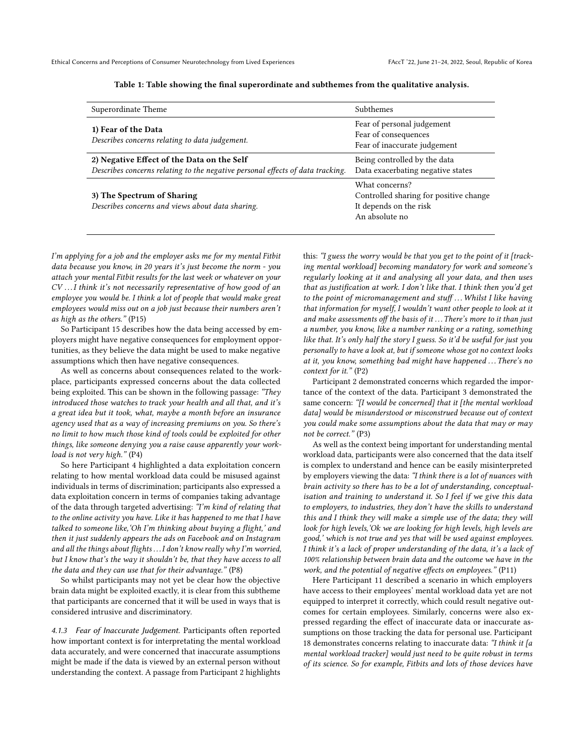**Table 1: Table showing the final superordinate and subthemes from the qualitative analysis.**

| Superordinate Theme | Subthemes |
|---|---|
| **1) Fear of the Data**<br>*Describes concerns relating to data judgement.* | Fear of personal judgement<br>Fear of consequences<br>Fear of inaccurate judgement |
| **2) Negative Effect of the Data on the Self**<br>*Describes concerns relating to the negative personal effects of data tracking.* | Being controlled by the data<br>Data exacerbating negative states |
| **3) The Spectrum of Sharing**<br>*Describes concerns and views about data sharing.* | What concerns?<br>Controlled sharing for positive change<br>It depends on the risk<br>An absolute no |

*I'm applying for a job and the employer asks me for my mental Fitbit data because you know, in 20 years it's just become the norm - you attach your mental Fitbit results for the last week or whatever on your CV . . . I think it's not necessarily representative of how good of an employee you would be. I think a lot of people that would make great employees would miss out on a job just because their numbers aren't as high as the others."* (P15)

So Participant 15 describes how the data being accessed by employers might have negative consequences for employment opportunities, as they believe the data might be used to make negative assumptions which then have negative consequences.

As well as concerns about consequences related to the workplace, participants expressed concerns about the data collected being exploited. This can be shown in the following passage: *"They introduced those watches to track your health and all that, and it's a great idea but it took, what, maybe a month before an insurance agency used that as a way of increasing premiums on you. So there's no limit to how much those kind of tools could be exploited for other things, like someone denying you a raise cause apparently your workload is not very high."* (P4)

So here Participant 4 highlighted a data exploitation concern relating to how mental workload data could be misused against individuals in terms of discrimination; participants also expressed a data exploitation concern in terms of companies taking advantage of the data through targeted advertising: *"I'm kind of relating that to the online activity you have. Like it has happened to me that I have talked to someone like,'Oh I'm thinking about buying a flight,' and then it just suddenly appears the ads on Facebook and on Instagram and all the things about flights . . . I don't know really why I'm worried, but I know that's the way it shouldn't be, that they have access to all the data and they can use that for their advantage."* (P8)

So whilst participants may not yet be clear how the objective brain data might be exploited exactly, it is clear from this subtheme that participants are concerned that it will be used in ways that is considered intrusive and discriminatory.

*4.1.3 Fear of Inaccurate Judgement.* Participants often reported how important context is for interpretating the mental workload data accurately, and were concerned that inaccurate assumptions might be made if the data is viewed by an external person without understanding the context. A passage from Participant 2 highlights this: *"I guess the worry would be that you get to the point of it [tracking mental workload] becoming mandatory for work and someone's regularly looking at it and analysing all your data, and then uses that as justification at work. I don't like that. I think then you'd get to the point of micromanagement and stuff . . . Whilst I like having that information for myself, I wouldn't want other people to look at it and make assessments off the basis of it . . . There's more to it than just a number, you know, like a number ranking or a rating, something like that. It's only half the story I guess. So it'd be useful for just you personally to have a look at, but if someone whose got no context looks at it, you know, something bad might have happened . . . There's no context for it."* (P2)

Participant 2 demonstrated concerns which regarded the importance of the context of the data. Participant 3 demonstrated the same concern: *"[I would be concerned] that it [the mental workload data] would be misunderstood or misconstrued because out of context you could make some assumptions about the data that may or may not be correct."* (P3)

As well as the context being important for understanding mental workload data, participants were also concerned that the data itself is complex to understand and hence can be easily misinterpreted by employers viewing the data: *"I think there is a lot of nuances with brain activity so there has to be a lot of understanding, conceptualisation and training to understand it. So I feel if we give this data to employers, to industries, they don't have the skills to understand this and I think they will make a simple use of the data; they will look for high levels,'Ok we are looking for high levels, high levels are good,' which is not true and yes that will be used against employees. I think it's a lack of proper understanding of the data, it's a lack of 100% relationship between brain data and the outcome we have in the work, and the potential of negative effects on employees."* (P11)

Here Participant 11 described a scenario in which employers have access to their employees' mental workload data yet are not equipped to interpret it correctly, which could result negative outcomes for certain employees. Similarly, concerns were also expressed regarding the effect of inaccurate data or inaccurate assumptions on those tracking the data for personal use. Participant 18 demonstrates concerns relating to inaccurate data: *"I think it [a mental workload tracker] would just need to be quite robust in terms of its science. So for example, Fitbits and lots of those devices have*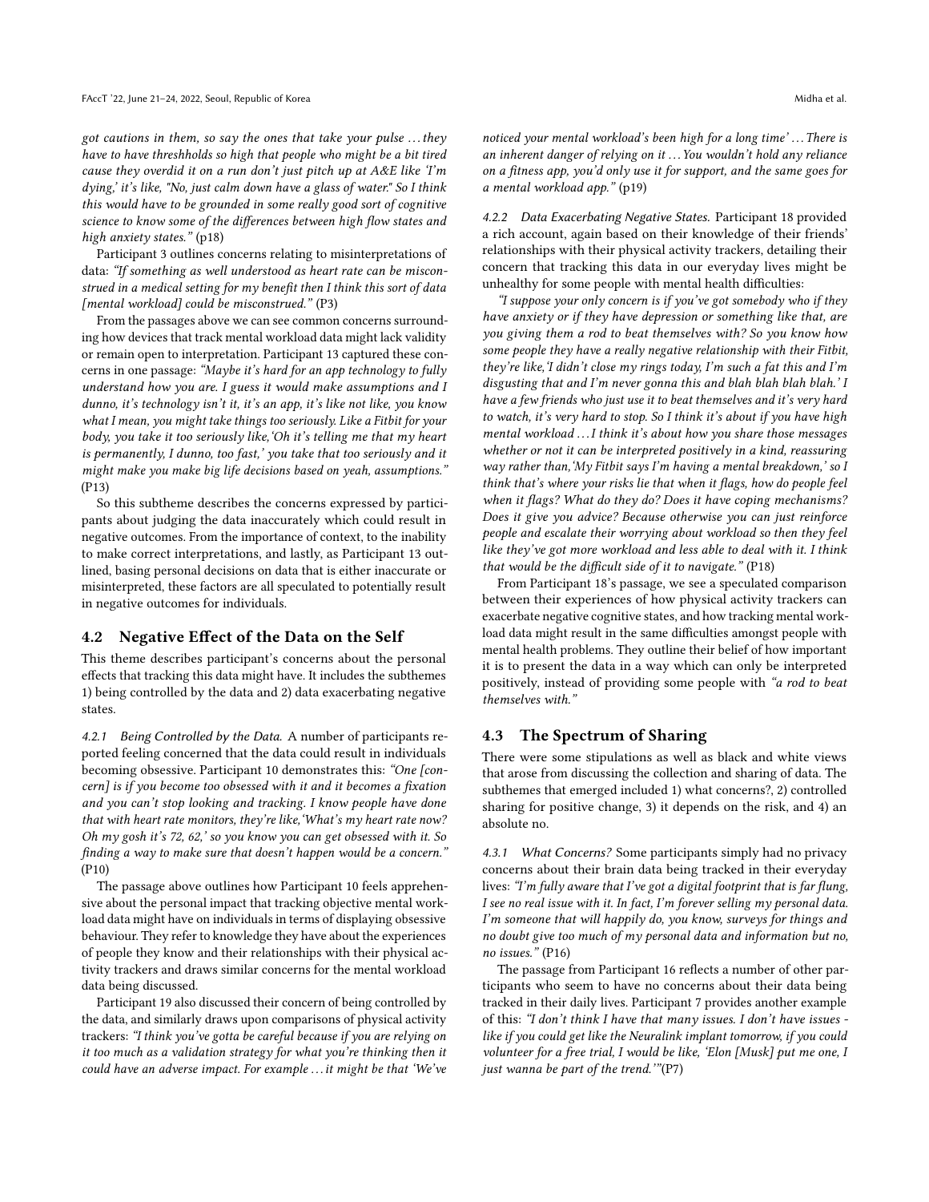*got cautions in them, so say the ones that take your pulse . . . they have to have threshholds so high that people who might be a bit tired cause they overdid it on a run don't just pitch up at A&E like 'I'm dying,' it's like, "No, just calm down have a glass of water." So I think this would have to be grounded in some really good sort of cognitive science to know some of the differences between high flow states and high anxiety states."* (p18)

Participant 3 outlines concerns relating to misinterpretations of data: *"If something as well understood as heart rate can be misconstrued in a medical setting for my benefit then I think this sort of data [mental workload] could be misconstrued."* (P3)

From the passages above we can see common concerns surrounding how devices that track mental workload data might lack validity or remain open to interpretation. Participant 13 captured these concerns in one passage: *"Maybe it's hard for an app technology to fully understand how you are. I guess it would make assumptions and I dunno, it's technology isn't it, it's an app, it's like not like, you know what I mean, you might take things too seriously. Like a Fitbit for your body, you take it too seriously like,'Oh it's telling me that my heart is permanently, I dunno, too fast,' you take that too seriously and it might make you make big life decisions based on yeah, assumptions."* (P13)

So this subtheme describes the concerns expressed by participants about judging the data inaccurately which could result in negative outcomes. From the importance of context, to the inability to make correct interpretations, and lastly, as Participant 13 outlined, basing personal decisions on data that is either inaccurate or misinterpreted, these factors are all speculated to potentially result in negative outcomes for individuals.

## 4.2 Negative Effect of the Data on the Self

This theme describes participant's concerns about the personal effects that tracking this data might have. It includes the subthemes 1) being controlled by the data and 2) data exacerbating negative states.

*4.2.1 Being Controlled by the Data.* A number of participants reported feeling concerned that the data could result in individuals becoming obsessive. Participant 10 demonstrates this: *"One [concern] is if you become too obsessed with it and it becomes a fixation and you can't stop looking and tracking. I know people have done that with heart rate monitors, they're like,'What's my heart rate now? Oh my gosh it's 72, 62,' so you know you can get obsessed with it. So finding a way to make sure that doesn't happen would be a concern."* (P10)

The passage above outlines how Participant 10 feels apprehensive about the personal impact that tracking objective mental workload data might have on individuals in terms of displaying obsessive behaviour. They refer to knowledge they have about the experiences of people they know and their relationships with their physical activity trackers and draws similar concerns for the mental workload data being discussed.

Participant 19 also discussed their concern of being controlled by the data, and similarly draws upon comparisons of physical activity trackers: *"I think you've gotta be careful because if you are relying on it too much as a validation strategy for what you're thinking then it could have an adverse impact. For example . . . it might be that 'We've noticed your mental workload's been high for a long time' . . . There is an inherent danger of relying on it . . . You wouldn't hold any reliance on a fitness app, you'd only use it for support, and the same goes for a mental workload app."* (p19)

*4.2.2 Data Exacerbating Negative States.* Participant 18 provided a rich account, again based on their knowledge of their friends' relationships with their physical activity trackers, detailing their concern that tracking this data in our everyday lives might be unhealthy for some people with mental health difficulties:

*"I suppose your only concern is if you've got somebody who if they have anxiety or if they have depression or something like that, are you giving them a rod to beat themselves with? So you know how some people they have a really negative relationship with their Fitbit, they're like,'I didn't close my rings today, I'm such a fat this and I'm disgusting that and I'm never gonna this and blah blah blah blah.' I have a few friends who just use it to beat themselves and it's very hard to watch, it's very hard to stop. So I think it's about if you have high mental workload . . . I think it's about how you share those messages whether or not it can be interpreted positively in a kind, reassuring way rather than,'My Fitbit says I'm having a mental breakdown,' so I think that's where your risks lie that when it flags, how do people feel when it flags? What do they do? Does it have coping mechanisms? Does it give you advice? Because otherwise you can just reinforce people and escalate their worrying about workload so then they feel like they've got more workload and less able to deal with it. I think that would be the difficult side of it to navigate."* (P18)

From Participant 18's passage, we see a speculated comparison between their experiences of how physical activity trackers can exacerbate negative cognitive states, and how tracking mental workload data might result in the same difficulties amongst people with mental health problems. They outline their belief of how important it is to present the data in a way which can only be interpreted positively, instead of providing some people with *"a rod to beat themselves with."*

## 4.3 The Spectrum of Sharing

There were some stipulations as well as black and white views that arose from discussing the collection and sharing of data. The subthemes that emerged included 1) what concerns?, 2) controlled sharing for positive change, 3) it depends on the risk, and 4) an absolute no.

*4.3.1 What Concerns?* Some participants simply had no privacy concerns about their brain data being tracked in their everyday lives: *"I'm fully aware that I've got a digital footprint that is far flung, I see no real issue with it. In fact, I'm forever selling my personal data. I'm someone that will happily do, you know, surveys for things and no doubt give too much of my personal data and information but no, no issues."* (P16)

The passage from Participant 16 reflects a number of other participants who seem to have no concerns about their data being tracked in their daily lives. Participant 7 provides another example of this: *"I don't think I have that many issues. I don't have issues - like if you could get like the Neuralink implant tomorrow, if you could volunteer for a free trial, I would be like, 'Elon [Musk] put me one, I just wanna be part of the trend.'"*(P7)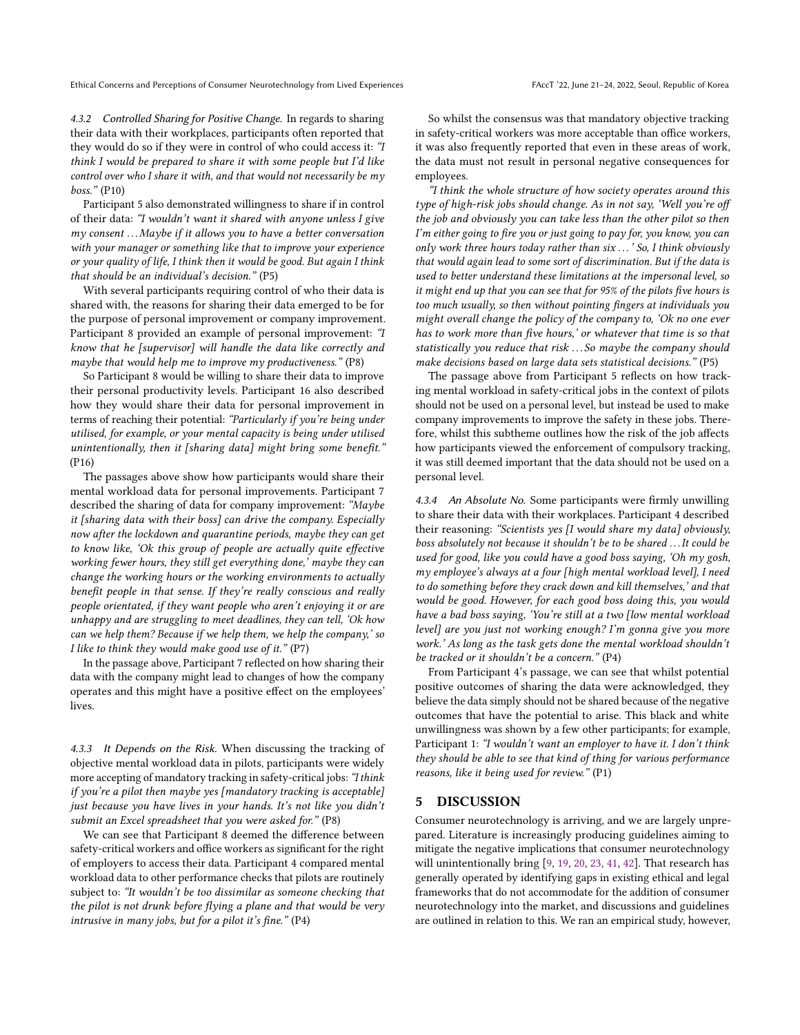#### 4.3.2 *Controlled Sharing for Positive Change.*

In regards to sharing their data with their workplaces, participants often reported that they would do so if they were in control of who could access it: *"I think I would be prepared to share it with some people but I'd like control over who I share it with, and that would not necessarily be my boss."* (P10)

Participant 5 also demonstrated willingness to share if in control of their data: *"I wouldn't want it shared with anyone unless I give my consent ... Maybe if it allows you to have a better conversation with your manager or something like that to improve your experience or your quality of life, I think then it would be good. But again I think that should be an individual's decision."* (P5)

With several participants requiring control of who their data is shared with, the reasons for sharing their data emerged to be for the purpose of personal improvement or company improvement. Participant 8 provided an example of personal improvement: *"I know that he [supervisor] will handle the data like correctly and maybe that would help me to improve my productiveness."* (P8)

So Participant 8 would be willing to share their data to improve their personal productivity levels. Participant 16 also described how they would share their data for personal improvement in terms of reaching their potential: *"Particularly if you're being under utilised, for example, or your mental capacity is being under utilised unintentionally, then it [sharing data] might bring some benefit."* (P16)

The passages above show how participants would share their mental workload data for personal improvements. Participant 7 described the sharing of data for company improvement: *"Maybe it [sharing data with their boss] can drive the company. Especially now after the lockdown and quarantine periods, maybe they can get to know like, 'Ok this group of people are actually quite effective working fewer hours, they still get everything done,' maybe they can change the working hours or the working environments to actually benefit people in that sense. If they're really conscious and really people orientated, if they want people who aren't enjoying it or are unhappy and are struggling to meet deadlines, they can tell, 'Ok how can we help them? Because if we help them, we help the company,' so I like to think they would make good use of it."* (P7)

In the passage above, Participant 7 reflected on how sharing their data with the company might lead to changes of how the company operates and this might have a positive effect on the employees' lives.

#### 4.3.3 *It Depends on the Risk.*

When discussing the tracking of objective mental workload data in pilots, participants were widely more accepting of mandatory tracking in safety-critical jobs: *"I think if you're a pilot then maybe yes [mandatory tracking is acceptable] just because you have lives in your hands. It's not like you didn't submit an Excel spreadsheet that you were asked for."* (P8)

We can see that Participant 8 deemed the difference between safety-critical workers and office workers as significant for the right of employers to access their data. Participant 4 compared mental workload data to other performance checks that pilots are routinely subject to: *"It wouldn't be too dissimilar as someone checking that the pilot is not drunk before flying a plane and that would be very intrusive in many jobs, but for a pilot it's fine."* (P4)

So whilst the consensus was that mandatory objective tracking in safety-critical workers was more acceptable than office workers, it was also frequently reported that even in these areas of work, the data must not result in personal negative consequences for employees.

*"I think the whole structure of how society operates around this type of high-risk jobs should change. As in not say, 'Well you're off the job and obviously you can take less than the other pilot so then I'm either going to fire you or just going to pay for, you know, you can only work three hours today rather than six ... ' So, I think obviously that would again lead to some sort of discrimination. But if the data is used to better understand these limitations at the impersonal level, so it might end up that you can see that for 95% of the pilots five hours is too much usually, so then without pointing fingers at individuals you might overall change the policy of the company to, 'Ok no one ever has to work more than five hours,' or whatever that time is so that statistically you reduce that risk ... So maybe the company should make decisions based on large data sets statistical decisions."* (P5)

The passage above from Participant 5 reflects on how tracking mental workload in safety-critical jobs in the context of pilots should not be used on a personal level, but instead be used to make company improvements to improve the safety in these jobs. Therefore, whilst this subtheme outlines how the risk of the job affects how participants viewed the enforcement of compulsory tracking, it was still deemed important that the data should not be used on a personal level.

#### 4.3.4 *An Absolute No.*

Some participants were firmly unwilling to share their data with their workplaces. Participant 4 described their reasoning: *"Scientists yes [I would share my data] obviously, boss absolutely not because it shouldn't be to be shared ... It could be used for good, like you could have a good boss saying, 'Oh my gosh, my employee's always at a four [high mental workload level], I need to do something before they crack down and kill themselves,' and that would be good. However, for each good boss doing this, you would have a bad boss saying, 'You're still at a two [low mental workload level] are you just not working enough? I'm gonna give you more work.' As long as the task gets done the mental workload shouldn't be tracked or it shouldn't be a concern."* (P4)

From Participant 4's passage, we can see that whilst potential positive outcomes of sharing the data were acknowledged, they believe the data simply should not be shared because of the negative outcomes that have the potential to arise. This black and white unwillingness was shown by a few other participants; for example, Participant 1: *"I wouldn't want an employer to have it. I don't think they should be able to see that kind of thing for various performance reasons, like it being used for review."* (P1)

## 5 DISCUSSION

Consumer neurotechnology is arriving, and we are largely unprepared. Literature is increasingly producing guidelines aiming to mitigate the negative implications that consumer neurotechnology will unintentionally bring [9, 19, 20, 23, 41, 42]. That research has generally operated by identifying gaps in existing ethical and legal frameworks that do not accommodate for the addition of consumer neurotechnology into the market, and discussions and guidelines are outlined in relation to this. We ran an empirical study, however,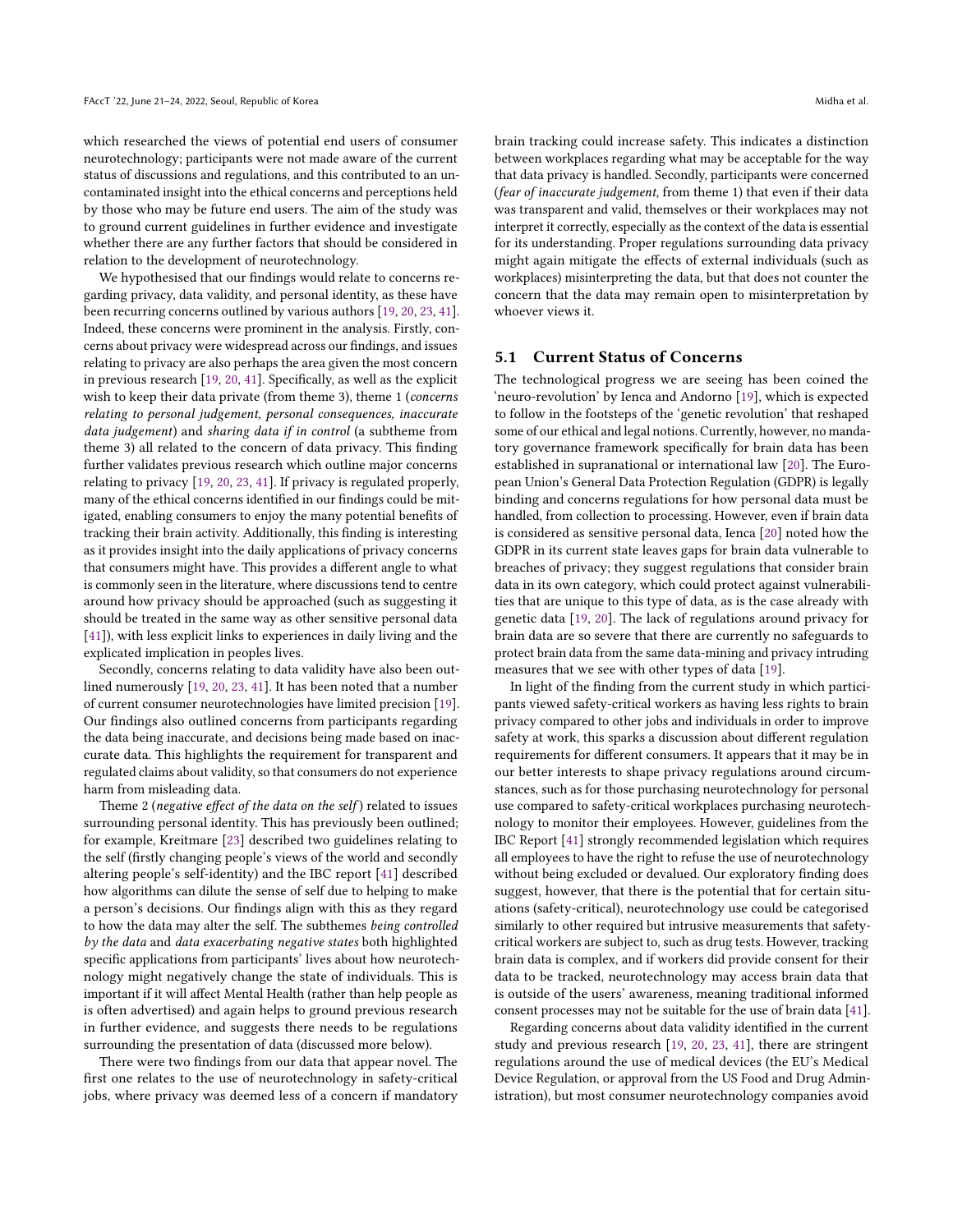which researched the views of potential end users of consumer neurotechnology; participants were not made aware of the current status of discussions and regulations, and this contributed to an uncontaminated insight into the ethical concerns and perceptions held by those who may be future end users. The aim of the study was to ground current guidelines in further evidence and investigate whether there are any further factors that should be considered in relation to the development of neurotechnology.

We hypothesised that our findings would relate to concerns regarding privacy, data validity, and personal identity, as these have been recurring concerns outlined by various authors [19, 20, 23, 41]. Indeed, these concerns were prominent in the analysis. Firstly, concerns about privacy were widespread across our findings, and issues relating to privacy are also perhaps the area given the most concern in previous research [19, 20, 41]. Specifically, as well as the explicit wish to keep their data private (from theme 3), theme 1 (*concerns relating to personal judgement, personal consequences, inaccurate data judgement*) and *sharing data if in control* (a subtheme from theme 3) all related to the concern of data privacy. This finding further validates previous research which outline major concerns relating to privacy [19, 20, 23, 41]. If privacy is regulated properly, many of the ethical concerns identified in our findings could be mitigated, enabling consumers to enjoy the many potential benefits of tracking their brain activity. Additionally, this finding is interesting as it provides insight into the daily applications of privacy concerns that consumers might have. This provides a different angle to what is commonly seen in the literature, where discussions tend to centre around how privacy should be approached (such as suggesting it should be treated in the same way as other sensitive personal data [41]), with less explicit links to experiences in daily living and the explicated implication in peoples lives.

Secondly, concerns relating to data validity have also been outlined numerously [19, 20, 23, 41]. It has been noted that a number of current consumer neurotechnologies have limited precision [19]. Our findings also outlined concerns from participants regarding the data being inaccurate, and decisions being made based on inaccurate data. This highlights the requirement for transparent and regulated claims about validity, so that consumers do not experience harm from misleading data.

Theme 2 (*negative effect of the data on the self*) related to issues surrounding personal identity. This has previously been outlined; for example, Kreitmare [23] described two guidelines relating to the self (firstly changing people's views of the world and secondly altering people's self-identity) and the IBC report [41] described how algorithms can dilute the sense of self due to helping to make a person's decisions. Our findings align with this as they regard to how the data may alter the self. The subthemes *being controlled by the data* and *data exacerbating negative states* both highlighted specific applications from participants' lives about how neurotechnology might negatively change the state of individuals. This is important if it will affect Mental Health (rather than help people as is often advertised) and again helps to ground previous research in further evidence, and suggests there needs to be regulations surrounding the presentation of data (discussed more below).

There were two findings from our data that appear novel. The first one relates to the use of neurotechnology in safety-critical jobs, where privacy was deemed less of a concern if mandatory brain tracking could increase safety. This indicates a distinction between workplaces regarding what may be acceptable for the way that data privacy is handled. Secondly, participants were concerned (*fear of inaccurate judgement*, from theme 1) that even if their data was transparent and valid, themselves or their workplaces may not interpret it correctly, especially as the context of the data is essential for its understanding. Proper regulations surrounding data privacy might again mitigate the effects of external individuals (such as workplaces) misinterpreting the data, but that does not counter the concern that the data may remain open to misinterpretation by whoever views it.

## 5.1 Current Status of Concerns

The technological progress we are seeing has been coined the 'neuro-revolution' by Ienca and Andorno [19], which is expected to follow in the footsteps of the 'genetic revolution' that reshaped some of our ethical and legal notions. Currently, however, no mandatory governance framework specifically for brain data has been established in supranational or international law [20]. The European Union's General Data Protection Regulation (GDPR) is legally binding and concerns regulations for how personal data must be handled, from collection to processing. However, even if brain data is considered as sensitive personal data, Ienca [20] noted how the GDPR in its current state leaves gaps for brain data vulnerable to breaches of privacy; they suggest regulations that consider brain data in its own category, which could protect against vulnerabilities that are unique to this type of data, as is the case already with genetic data [19, 20]. The lack of regulations around privacy for brain data are so severe that there are currently no safeguards to protect brain data from the same data-mining and privacy intruding measures that we see with other types of data [19].

In light of the finding from the current study in which participants viewed safety-critical workers as having less rights to brain privacy compared to other jobs and individuals in order to improve safety at work, this sparks a discussion about different regulation requirements for different consumers. It appears that it may be in our better interests to shape privacy regulations around circumstances, such as for those purchasing neurotechnology for personal use compared to safety-critical workplaces purchasing neurotechnology to monitor their employees. However, guidelines from the IBC Report [41] strongly recommended legislation which requires all employees to have the right to refuse the use of neurotechnology without being excluded or devalued. Our exploratory finding does suggest, however, that there is the potential that for certain situations (safety-critical), neurotechnology use could be categorised similarly to other required but intrusive measurements that safety-critical workers are subject to, such as drug tests. However, tracking brain data is complex, and if workers did provide consent for their data to be tracked, neurotechnology may access brain data that is outside of the users' awareness, meaning traditional informed consent processes may not be suitable for the use of brain data [41].

Regarding concerns about data validity identified in the current study and previous research [19, 20, 23, 41], there are stringent regulations around the use of medical devices (the EU's Medical Device Regulation, or approval from the US Food and Drug Administration), but most consumer neurotechnology companies avoid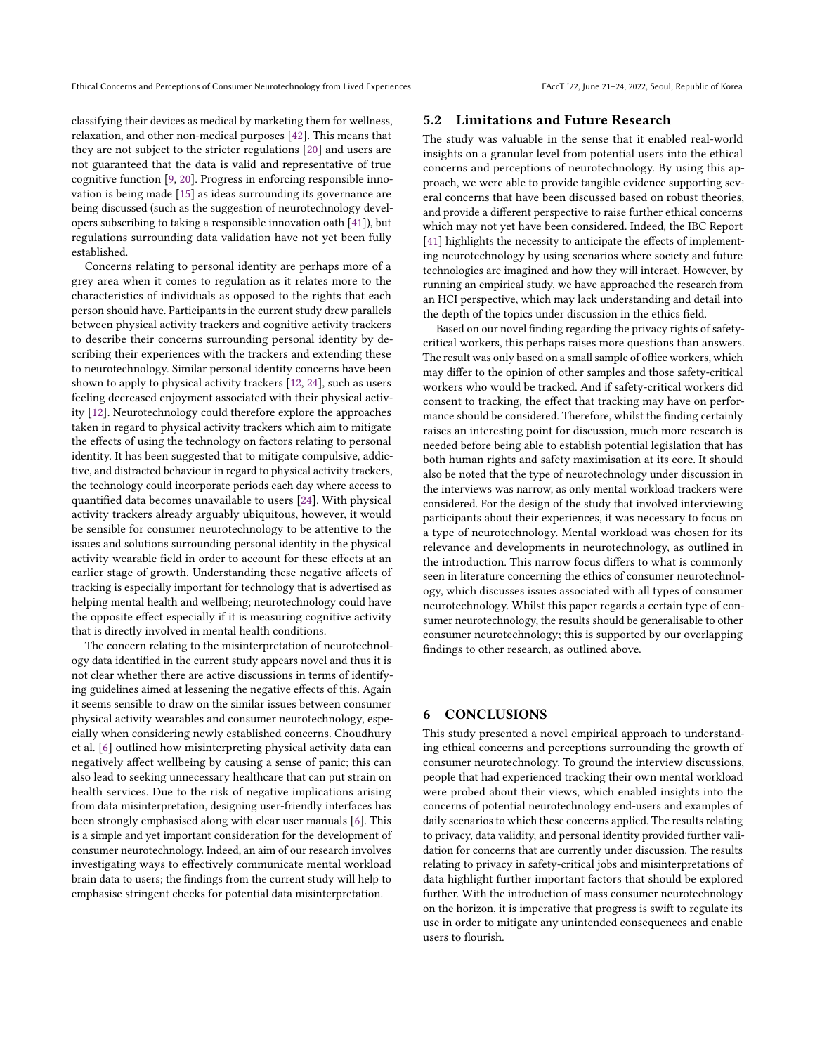classifying their devices as medical by marketing them for wellness, relaxation, and other non-medical purposes [42]. This means that they are not subject to the stricter regulations [20] and users are not guaranteed that the data is valid and representative of true cognitive function [9, 20]. Progress in enforcing responsible innovation is being made [15] as ideas surrounding its governance are being discussed (such as the suggestion of neurotechnology developers subscribing to taking a responsible innovation oath [41]), but regulations surrounding data validation have not yet been fully established.

Concerns relating to personal identity are perhaps more of a grey area when it comes to regulation as it relates more to the characteristics of individuals as opposed to the rights that each person should have. Participants in the current study drew parallels between physical activity trackers and cognitive activity trackers to describe their concerns surrounding personal identity by describing their experiences with the trackers and extending these to neurotechnology. Similar personal identity concerns have been shown to apply to physical activity trackers [12, 24], such as users feeling decreased enjoyment associated with their physical activity [12]. Neurotechnology could therefore explore the approaches taken in regard to physical activity trackers which aim to mitigate the effects of using the technology on factors relating to personal identity. It has been suggested that to mitigate compulsive, addictive, and distracted behaviour in regard to physical activity trackers, the technology could incorporate periods each day where access to quantified data becomes unavailable to users [24]. With physical activity trackers already arguably ubiquitous, however, it would be sensible for consumer neurotechnology to be attentive to the issues and solutions surrounding personal identity in the physical activity wearable field in order to account for these effects at an earlier stage of growth. Understanding these negative affects of tracking is especially important for technology that is advertised as helping mental health and wellbeing; neurotechnology could have the opposite effect especially if it is measuring cognitive activity that is directly involved in mental health conditions.

The concern relating to the misinterpretation of neurotechnology data identified in the current study appears novel and thus it is not clear whether there are active discussions in terms of identifying guidelines aimed at lessening the negative effects of this. Again it seems sensible to draw on the similar issues between consumer physical activity wearables and consumer neurotechnology, especially when considering newly established concerns. Choudhury et al. [6] outlined how misinterpreting physical activity data can negatively affect wellbeing by causing a sense of panic; this can also lead to seeking unnecessary healthcare that can put strain on health services. Due to the risk of negative implications arising from data misinterpretation, designing user-friendly interfaces has been strongly emphasised along with clear user manuals [6]. This is a simple and yet important consideration for the development of consumer neurotechnology. Indeed, an aim of our research involves investigating ways to effectively communicate mental workload brain data to users; the findings from the current study will help to emphasise stringent checks for potential data misinterpretation.

## 5.2 Limitations and Future Research

The study was valuable in the sense that it enabled real-world insights on a granular level from potential users into the ethical concerns and perceptions of neurotechnology. By using this approach, we were able to provide tangible evidence supporting several concerns that have been discussed based on robust theories, and provide a different perspective to raise further ethical concerns which may not yet have been considered. Indeed, the IBC Report [41] highlights the necessity to anticipate the effects of implementing neurotechnology by using scenarios where society and future technologies are imagined and how they will interact. However, by running an empirical study, we have approached the research from an HCI perspective, which may lack understanding and detail into the depth of the topics under discussion in the ethics field.

Based on our novel finding regarding the privacy rights of safety-critical workers, this perhaps raises more questions than answers. The result was only based on a small sample of office workers, which may differ to the opinion of other samples and those safety-critical workers who would be tracked. And if safety-critical workers did consent to tracking, the effect that tracking may have on performance should be considered. Therefore, whilst the finding certainly raises an interesting point for discussion, much more research is needed before being able to establish potential legislation that has both human rights and safety maximisation at its core. It should also be noted that the type of neurotechnology under discussion in the interviews was narrow, as only mental workload trackers were considered. For the design of the study that involved interviewing participants about their experiences, it was necessary to focus on a type of neurotechnology. Mental workload was chosen for its relevance and developments in neurotechnology, as outlined in the introduction. This narrow focus differs to what is commonly seen in literature concerning the ethics of consumer neurotechnology, which discusses issues associated with all types of consumer neurotechnology. Whilst this paper regards a certain type of consumer neurotechnology, the results should be generalisable to other consumer neurotechnology; this is supported by our overlapping findings to other research, as outlined above.

# 6 CONCLUSIONS

This study presented a novel empirical approach to understanding ethical concerns and perceptions surrounding the growth of consumer neurotechnology. To ground the interview discussions, people that had experienced tracking their own mental workload were probed about their views, which enabled insights into the concerns of potential neurotechnology end-users and examples of daily scenarios to which these concerns applied. The results relating to privacy, data validity, and personal identity provided further validation for concerns that are currently under discussion. The results relating to privacy in safety-critical jobs and misinterpretations of data highlight further important factors that should be explored further. With the introduction of mass consumer neurotechnology on the horizon, it is imperative that progress is swift to regulate its use in order to mitigate any unintended consequences and enable users to flourish.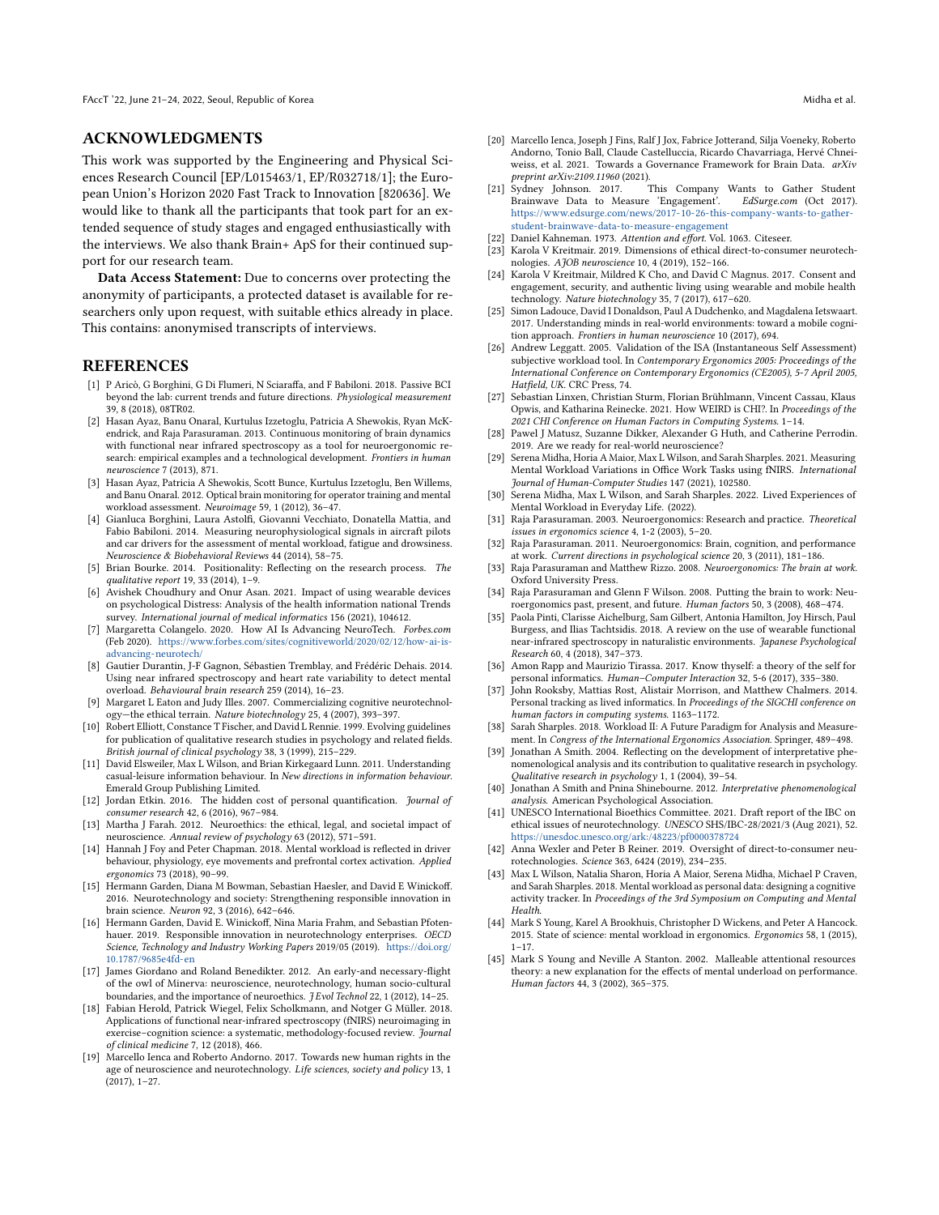## ACKNOWLEDGMENTS

This work was supported by the Engineering and Physical Sciences Research Council [EP/L015463/1, EP/R032718/1]; the European Union's Horizon 2020 Fast Track to Innovation [820636]. We would like to thank all the participants that took part for an extended sequence of study stages and engaged enthusiastically with the interviews. We also thank Brain+ ApS for their continued support for our research team.

**Data Access Statement:** Due to concerns over protecting the anonymity of participants, a protected dataset is available for researchers only upon request, with suitable ethics already in place. This contains: anonymised transcripts of interviews.

## REFERENCES

- [1] P Aricò, G Borghini, G Di Flumeri, N Sciaraffa, and F Babiloni. 2018. Passive BCI beyond the lab: current trends and future directions. *Physiological measurement* 39, 8 (2018), 08TR02.
- [2] Hasan Ayaz, Banu Onaral, Kurtulus Izzetoglu, Patricia A Shewokis, Ryan McKendrick, and Raja Parasuraman. 2013. Continuous monitoring of brain dynamics with functional near infrared spectroscopy as a tool for neuroergonomic research: empirical examples and a technological development. *Frontiers in human neuroscience* 7 (2013), 871.
- [3] Hasan Ayaz, Patricia A Shewokis, Scott Bunce, Kurtulus Izzetoglu, Ben Willems, and Banu Onaral. 2012. Optical brain monitoring for operator training and mental workload assessment. *Neuroimage* 59, 1 (2012), 36–47.
- [4] Gianluca Borghini, Laura Astolfi, Giovanni Vecchiato, Donatella Mattia, and Fabio Babiloni. 2014. Measuring neurophysiological signals in aircraft pilots and car drivers for the assessment of mental workload, fatigue and drowsiness. *Neuroscience & Biobehavioral Reviews* 44 (2014), 58–75.
- [5] Brian Bourke. 2014. Positionality: Reflecting on the research process. *The qualitative report* 19, 33 (2014), 1–9.
- [6] Avishek Choudhury and Onur Asan. 2021. Impact of using wearable devices on psychological Distress: Analysis of the health information national Trends survey. *International journal of medical informatics* 156 (2021), 104612.
- [7] Margaretta Colangelo. 2020. How AI Is Advancing NeuroTech. *Forbes.com* (Feb 2020). https://www.forbes.com/sites/cognitiveworld/2020/02/12/how-ai-is-advancing-neurotech/
- [8] Gautier Durantin, J-F Gagnon, Sébastien Tremblay, and Frédéric Dehais. 2014. Using near infrared spectroscopy and heart rate variability to detect mental overload. *Behavioural brain research* 259 (2014), 16–23.
- [9] Margaret L Eaton and Judy Illes. 2007. Commercializing cognitive neurotechnology—the ethical terrain. *Nature biotechnology* 25, 4 (2007), 393–397.
- [10] Robert Elliott, Constance T Fischer, and David L Rennie. 1999. Evolving guidelines for publication of qualitative research studies in psychology and related fields. *British journal of clinical psychology* 38, 3 (1999), 215–229.
- [11] David Elsweiler, Max L Wilson, and Brian Kirkegaard Lunn. 2011. Understanding casual-leisure information behaviour. In *New directions in information behaviour.* Emerald Group Publishing Limited.
- [12] Jordan Etkin. 2016. The hidden cost of personal quantification. *Journal of consumer research* 42, 6 (2016), 967–984.
- [13] Martha J Farah. 2012. Neuroethics: the ethical, legal, and societal impact of neuroscience. *Annual review of psychology* 63 (2012), 571–591.
- [14] Hannah J Foy and Peter Chapman. 2018. Mental workload is reflected in driver behaviour, physiology, eye movements and prefrontal cortex activation. *Applied ergonomics* 73 (2018), 90–99.
- [15] Hermann Garden, Diana M Bowman, Sebastian Haesler, and David E Winickoff. 2016. Neurotechnology and society: Strengthening responsible innovation in brain science. *Neuron* 92, 3 (2016), 642–646.
- [16] Hermann Garden, David E. Winickoff, Nina Maria Frahm, and Sebastian Pfotenhauer. 2019. Responsible innovation in neurotechnology enterprises. *OECD Science, Technology and Industry Working Papers* 2019/05 (2019). https://doi.org/10.1787/9685e4fd-en
- [17] James Giordano and Roland Benedikter. 2012. An early-and necessary-flight of the owl of Minerva: neuroscience, neurotechnology, human socio-cultural boundaries, and the importance of neuroethics. *J Evol Technol* 22, 1 (2012), 14–25.
- [18] Fabian Herold, Patrick Wiegel, Felix Scholkmann, and Notger G Müller. 2018. Applications of functional near-infrared spectroscopy (fNIRS) neuroimaging in exercise–cognition science: a systematic, methodology-focused review. *Journal of clinical medicine* 7, 12 (2018), 466.
- [19] Marcello Ienca and Roberto Andorno. 2017. Towards new human rights in the age of neuroscience and neurotechnology. *Life sciences, society and policy* 13, 1 (2017), 1–27.
- [20] Marcello Ienca, Joseph J Fins, Ralf J Jox, Fabrice Jotterand, Silja Voeneky, Roberto Andorno, Tonio Ball, Claude Castelluccia, Ricardo Chavarriaga, Hervé Chneiweiss, et al. 2021. Towards a Governance Framework for Brain Data. *arXiv preprint arXiv:2109.11960* (2021).
- [21] Sydney Johnson. 2017. This Company Wants to Gather Student Brainwave Data to Measure 'Engagement'. *EdSurge.com* (Oct 2017). https://www.edsurge.com/news/2017-10-26-this-company-wants-to-gather-student-brainwave-data-to-measure-engagement
- [22] Daniel Kahneman. 1973. *Attention and effort.* Vol. 1063. Citeseer.
- [23] Karola V Kreitmair. 2019. Dimensions of ethical direct-to-consumer neurotechnologies. *AJOB neuroscience* 10, 4 (2019), 152–166.
- [24] Karola V Kreitmair, Mildred K Cho, and David C Magnus. 2017. Consent and engagement, security, and authentic living using wearable and mobile health technology. *Nature biotechnology* 35, 7 (2017), 617–620.
- [25] Simon Ladouce, David I Donaldson, Paul A Dudchenko, and Magdalena Ietswaart. 2017. Understanding minds in real-world environments: toward a mobile cognition approach. *Frontiers in human neuroscience* 10 (2017), 694.
- [26] Andrew Leggatt. 2005. Validation of the ISA (Instantaneous Self Assessment) subjective workload tool. In *Contemporary Ergonomics 2005: Proceedings of the International Conference on Contemporary Ergonomics (CE2005), 5-7 April 2005, Hatfield, UK.* CRC Press, 74.
- [27] Sebastian Linxen, Christian Sturm, Florian Brühlmann, Vincent Cassau, Klaus Opwis, and Katharina Reinecke. 2021. How WEIRD is CHI?. In *Proceedings of the 2021 CHI Conference on Human Factors in Computing Systems.* 1–14.
- [28] Pawel J Matusz, Suzanne Dikker, Alexander G Huth, and Catherine Perrodin. 2019. Are we ready for real-world neuroscience?
- [29] Serena Midha, Horia A Maior, Max L Wilson, and Sarah Sharples. 2021. Measuring Mental Workload Variations in Office Work Tasks using fNIRS. *International Journal of Human-Computer Studies* 147 (2021), 102580.
- [30] Serena Midha, Max L Wilson, and Sarah Sharples. 2022. Lived Experiences of Mental Workload in Everyday Life. (2022).
- [31] Raja Parasuraman. 2003. Neuroergonomics: Research and practice. *Theoretical issues in ergonomics science* 4, 1-2 (2003), 5–20.
- [32] Raja Parasuraman. 2011. Neuroergonomics: Brain, cognition, and performance at work. *Current directions in psychological science* 20, 3 (2011), 181–186.
- [33] Raja Parasuraman and Matthew Rizzo. 2008. *Neuroergonomics: The brain at work.* Oxford University Press.
- [34] Raja Parasuraman and Glenn F Wilson. 2008. Putting the brain to work: Neuroergonomics past, present, and future. *Human factors* 50, 3 (2008), 468–474.
- [35] Paola Pinti, Clarisse Aichelburg, Sam Gilbert, Antonia Hamilton, Joy Hirsch, Paul Burgess, and Ilias Tachtsidis. 2018. A review on the use of wearable functional near-infrared spectroscopy in naturalistic environments. *Japanese Psychological Research* 60, 4 (2018), 347–373.
- [36] Amon Rapp and Maurizio Tirassa. 2017. Know thyself: a theory of the self for personal informatics. *Human–Computer Interaction* 32, 5-6 (2017), 335–380.
- [37] John Rooksby, Mattias Rost, Alistair Morrison, and Matthew Chalmers. 2014. Personal tracking as lived informatics. In *Proceedings of the SIGCHI conference on human factors in computing systems.* 1163–1172.
- [38] Sarah Sharples. 2018. Workload II: A Future Paradigm for Analysis and Measurement. In *Congress of the International Ergonomics Association.* Springer, 489–498.
- [39] Jonathan A Smith. 2004. Reflecting on the development of interpretative phenomenological analysis and its contribution to qualitative research in psychology. *Qualitative research in psychology* 1, 1 (2004), 39–54.
- [40] Jonathan A Smith and Pnina Shinebourne. 2012. *Interpretative phenomenological analysis.* American Psychological Association.
- [41] UNESCO International Bioethics Committee. 2021. Draft report of the IBC on ethical issues of neurotechnology. *UNESCO* SHS/IBC-28/2021/3 (Aug 2021), 52. https://unesdoc.unesco.org/ark:/48223/pf0000378724
- [42] Anna Wexler and Peter B Reiner. 2019. Oversight of direct-to-consumer neurotechnologies. *Science* 363, 6424 (2019), 234–235.
- [43] Max L Wilson, Natalia Sharon, Horia A Maior, Serena Midha, Michael P Craven, and Sarah Sharples. 2018. Mental workload as personal data: designing a cognitive activity tracker. In *Proceedings of the 3rd Symposium on Computing and Mental Health.*
- [44] Mark S Young, Karel A Brookhuis, Christopher D Wickens, and Peter A Hancock. 2015. State of science: mental workload in ergonomics. *Ergonomics* 58, 1 (2015), 1–17.
- [45] Mark S Young and Neville A Stanton. 2002. Malleable attentional resources theory: a new explanation for the effects of mental underload on performance. *Human factors* 44, 3 (2002), 365–375.